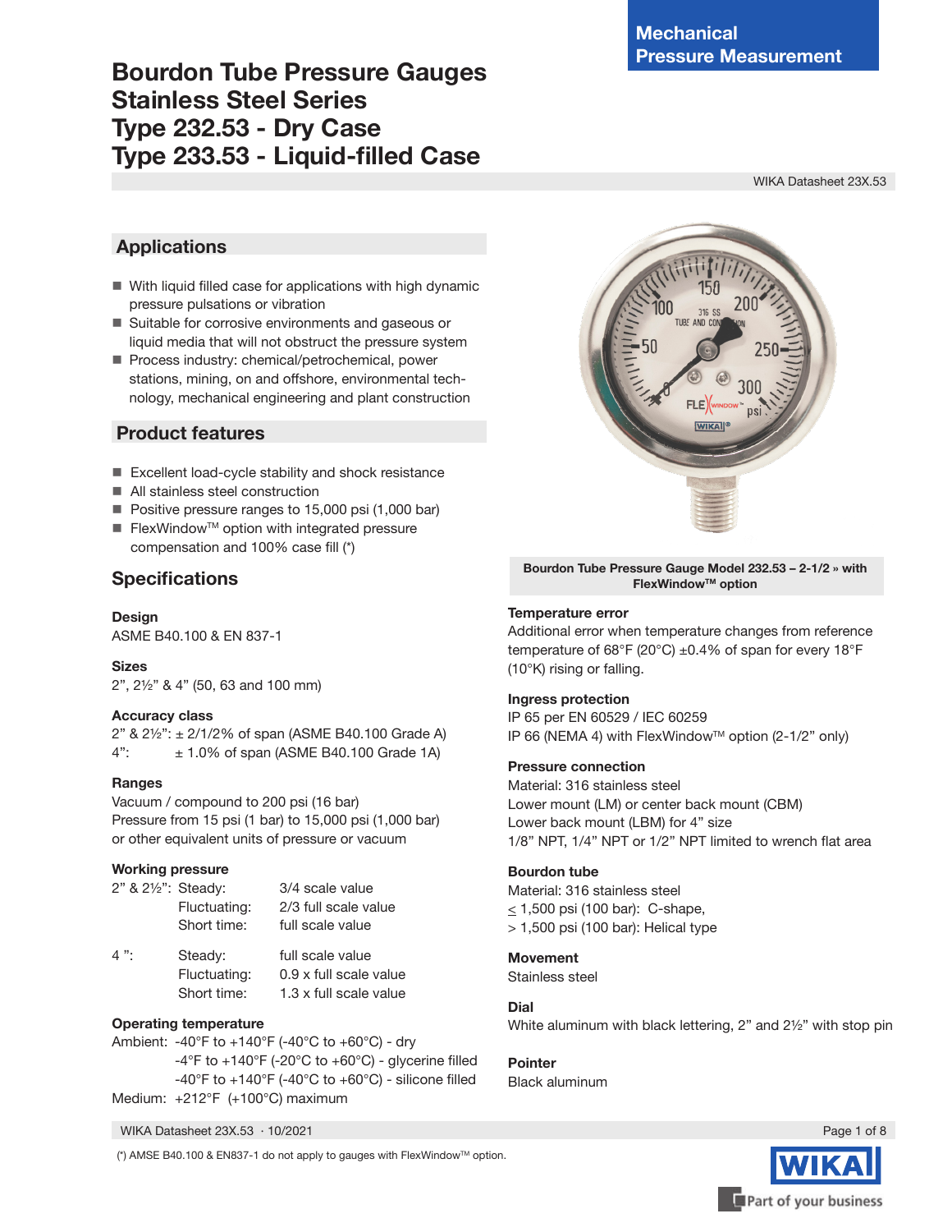Mechanical Pressure Measurement

# Bourdon Tube Pressure Gauges Stainless Steel Series Type 232.53 - Dry Case Type 233.53 - Liquid-filled Case

WIKA Datasheet 23X.53

## Applications

- With liquid filled case for applications with high dynamic pressure pulsations or vibration
- Suitable for corrosive environments and gaseous or liquid media that will not obstruct the pressure system
- Process industry: chemical/petrochemical, power stations, mining, on and offshore, environmental technology, mechanical engineering and plant construction

## Product features

- Excellent load-cycle stability and shock resistance
- All stainless steel construction
- Positive pressure ranges to 15,000 psi (1,000 bar)
- FlexWindow™ option with integrated pressure compensation and 100% case fill (*)

Bourdon Tube Pressure Gauge Model 232.53 – 2-1/2 » with FlexWindow™ option

## Specifications

**Design**
ASME B40.100 & EN 837-1

**Sizes**
2", 2½" & 4" (50, 63 and 100 mm)

**Accuracy class**
2" & 2½": ± 2/1/2% of span (ASME B40.100 Grade A)
4": ± 1.0% of span (ASME B40.100 Grade 1A)

**Ranges**
Vacuum / compound to 200 psi (16 bar)
Pressure from 15 psi (1 bar) to 15,000 psi (1,000 bar)
or other equivalent units of pressure or vacuum

**Working pressure**

| | | |
|---|---|---|
| 2" & 2½": | Steady: | 3/4 scale value |
| | Fluctuating: | 2/3 full scale value |
| | Short time: | full scale value |
| 4 ": | Steady: | full scale value |
| | Fluctuating: | 0.9 x full scale value |
| | Short time: | 1.3 x full scale value |

**Operating temperature**
Ambient: -40°F to +140°F (-40°C to +60°C) - dry
-4°F to +140°F (-20°C to +60°C) - glycerine filled
-40°F to +140°F (-40°C to +60°C) - silicone filled
Medium: +212°F (+100°C) maximum

**Temperature error**
Additional error when temperature changes from reference temperature of 68°F (20°C) ±0.4% of span for every 18°F (10°K) rising or falling.

**Ingress protection**
IP 65 per EN 60529 / IEC 60259
IP 66 (NEMA 4) with FlexWindow™ option (2-1/2" only)

**Pressure connection**
Material: 316 stainless steel
Lower mount (LM) or center back mount (CBM)
Lower back mount (LBM) for 4" size
1/8" NPT, 1/4" NPT or 1/2" NPT limited to wrench flat area

**Bourdon tube**
Material: 316 stainless steel
≤ 1,500 psi (100 bar): C-shape,
\> 1,500 psi (100 bar): Helical type

**Movement**
Stainless steel

**Dial**
White aluminum with black lettering, 2" and 2½" with stop pin

**Pointer**
Black aluminum

(*) AMSE B40.100 & EN837-1 do not apply to gauges with FlexWindow™ option.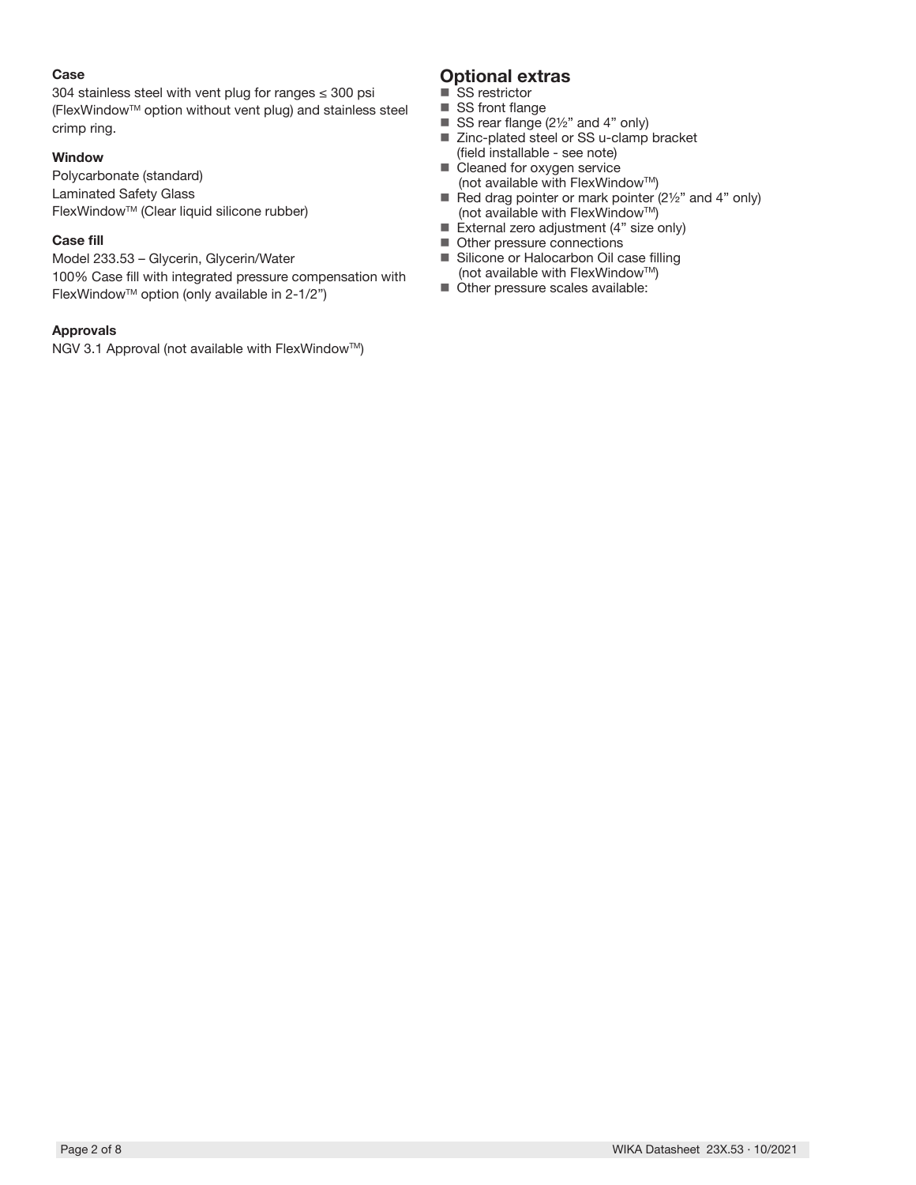### Case

304 stainless steel with vent plug for ranges ≤ 300 psi (FlexWindow™ option without vent plug) and stainless steel crimp ring.

### Window

Polycarbonate (standard)
Laminated Safety Glass
FlexWindow™ (Clear liquid silicone rubber)

### Case fill

Model 233.53 – Glycerin, Glycerin/Water
100% Case fill with integrated pressure compensation with FlexWindow™ option (only available in 2-1/2")

### Approvals

NGV 3.1 Approval (not available with FlexWindow™)

## Optional extras

- SS restrictor
- SS front flange
- SS rear flange (2½" and 4" only)
- Zinc-plated steel or SS u-clamp bracket (field installable - see note)
- Cleaned for oxygen service (not available with FlexWindow™)
- Red drag pointer or mark pointer (2½" and 4" only) (not available with FlexWindow™)
- External zero adjustment (4" size only)
- Other pressure connections
- Silicone or Halocarbon Oil case filling (not available with FlexWindow™)
- Other pressure scales available: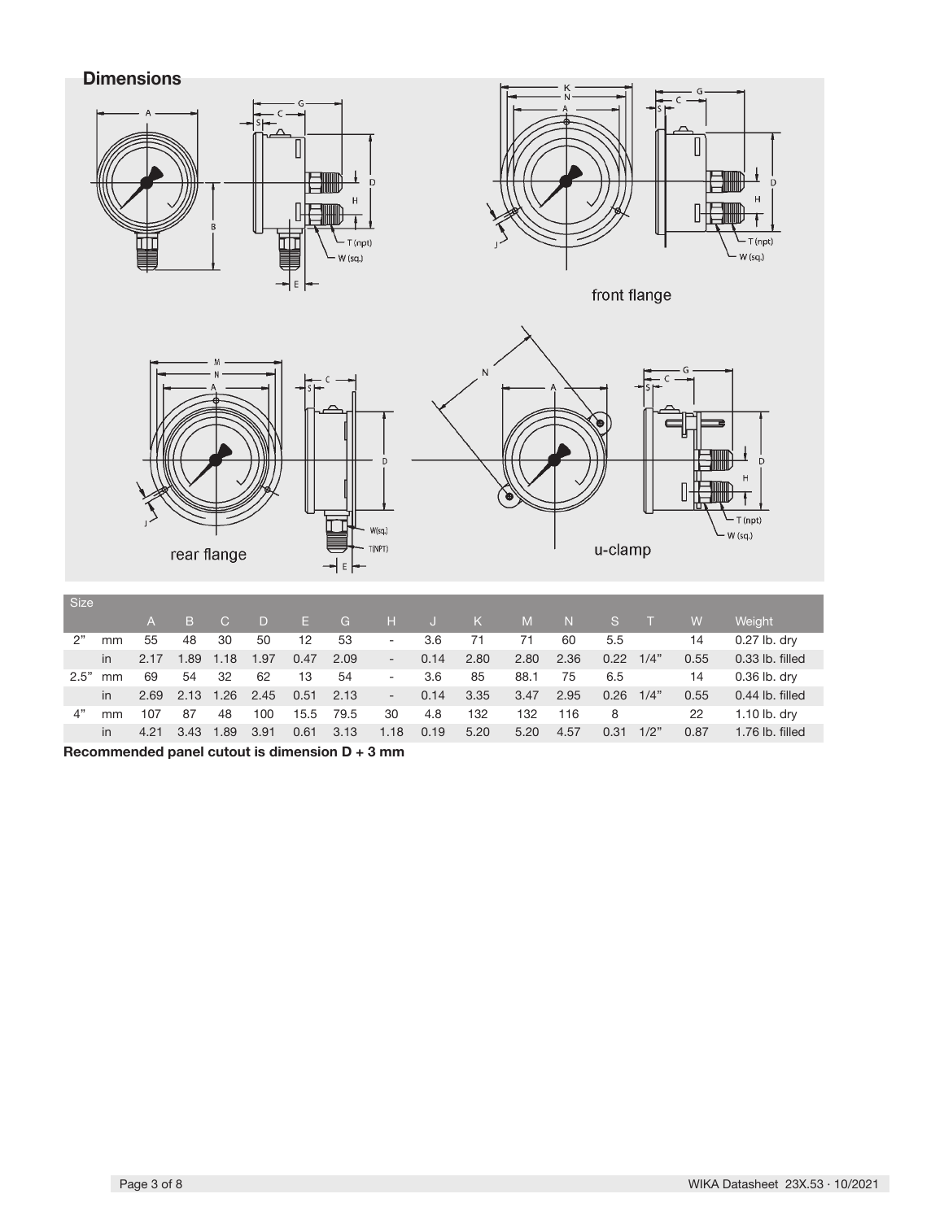## Dimensions

front flange

rear flange

u-clamp

| Size | | A | B | C | D | E | G | H | J | K | M | N | S | T | W | Weight |
|---|---|---|---|---|---|---|---|---|---|---|---|---|---|---|---|---|
| 2" | mm | 55 | 48 | 30 | 50 | 12 | 53 | - | 3.6 | 71 | 71 | 60 | 5.5 | | 14 | 0.27 lb. dry |
| | in | 2.17 | 1.89 | 1.18 | 1.97 | 0.47 | 2.09 | - | 0.14 | 2.80 | 2.80 | 2.36 | 0.22 | 1/4" | 0.55 | 0.33 lb. filled |
| 2.5" | mm | 69 | 54 | 32 | 62 | 13 | 54 | - | 3.6 | 85 | 88.1 | 75 | 6.5 | | 14 | 0.36 lb. dry |
| | in | 2.69 | 2.13 | 1.26 | 2.45 | 0.51 | 2.13 | - | 0.14 | 3.35 | 3.47 | 2.95 | 0.26 | 1/4" | 0.55 | 0.44 lb. filled |
| 4" | mm | 107 | 87 | 48 | 100 | 15.5 | 79.5 | 30 | 4.8 | 132 | 132 | 116 | 8 | | 22 | 1.10 lb. dry |
| | in | 4.21 | 3.43 | 1.89 | 3.91 | 0.61 | 3.13 | 1.18 | 0.19 | 5.20 | 5.20 | 4.57 | 0.31 | 1/2" | 0.87 | 1.76 lb. filled |

**Recommended panel cutout is dimension D + 3 mm**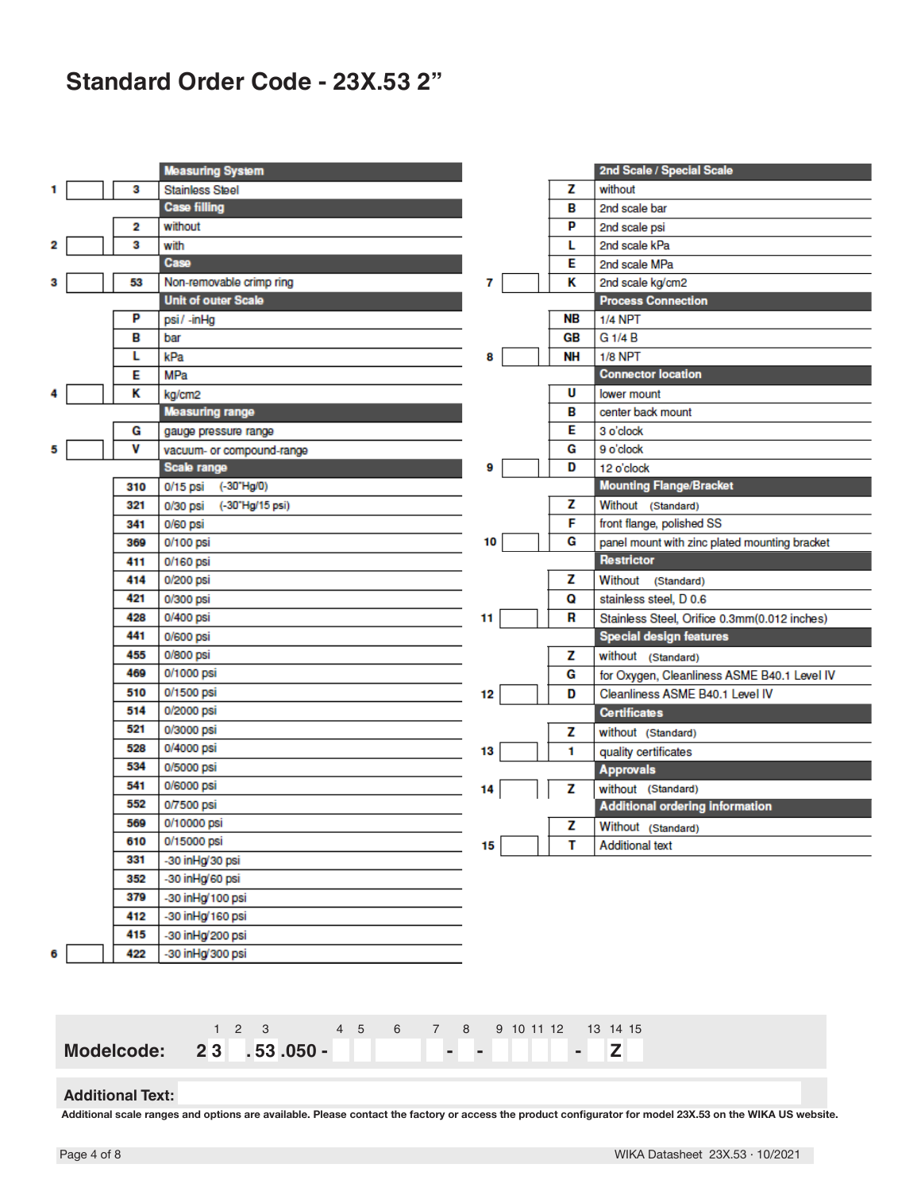# Standard Order Code - 23X.53 2"

| Pos. | Code | Measuring System |
|---|---|---|
| 1 | 3 | Stainless Steel |
| | | **Case filling** |
| | 2 | without |
| 2 | 3 | with |
| | | **Case** |
| 3 | 53 | Non-removable crimp ring |
| | | **Unit of outer Scale** |
| | P | psi / -inHg |
| | B | bar |
| | L | kPa |
| | E | MPa |
| 4 | K | kg/cm2 |
| | | **Measuring range** |
| | G | gauge pressure range |
| 5 | V | vacuum- or compound-range |
| | | **Scale range** |
| | 310 | 0/15 psi (-30"Hg/0) |
| | 321 | 0/30 psi (-30"Hg/15 psi) |
| | 341 | 0/60 psi |
| | 369 | 0/100 psi |
| | 411 | 0/160 psi |
| | 414 | 0/200 psi |
| | 421 | 0/300 psi |
| | 428 | 0/400 psi |
| | 441 | 0/600 psi |
| | 455 | 0/800 psi |
| | 469 | 0/1000 psi |
| | 510 | 0/1500 psi |
| | 514 | 0/2000 psi |
| | 521 | 0/3000 psi |
| | 528 | 0/4000 psi |
| | 534 | 0/5000 psi |
| | 541 | 0/6000 psi |
| | 552 | 0/7500 psi |
| | 569 | 0/10000 psi |
| | 610 | 0/15000 psi |
| | 331 | -30 inHg/30 psi |
| | 352 | -30 inHg/60 psi |
| | 379 | -30 inHg/100 psi |
| | 412 | -30 inHg/160 psi |
| | 415 | -30 inHg/200 psi |
| 6 | 422 | -30 inHg/300 psi |

| Pos. | Code | 2nd Scale / Special Scale |
|---|---|---|
| | Z | without |
| | B | 2nd scale bar |
| | P | 2nd scale psi |
| | L | 2nd scale kPa |
| | E | 2nd scale MPa |
| 7 | K | 2nd scale kg/cm2 |
| | | **Process Connection** |
| | NB | 1/4 NPT |
| | GB | G 1/4 B |
| 8 | NH | 1/8 NPT |
| | | **Connector location** |
| | U | lower mount |
| | B | center back mount |
| | E | 3 o'clock |
| | G | 9 o'clock |
| 9 | D | 12 o'clock |
| | | **Mounting Flange/Bracket** |
| | Z | Without (Standard) |
| | F | front flange, polished SS |
| 10 | G | panel mount with zinc plated mounting bracket |
| | | **Restrictor** |
| | Z | Without (Standard) |
| | Q | stainless steel, D 0.6 |
| 11 | R | Stainless Steel, Orifice 0.3mm(0.012 inches) |
| | | **Special design features** |
| | Z | without (Standard) |
| | G | for Oxygen, Cleanliness ASME B40.1 Level IV |
| 12 | D | Cleanliness ASME B40.1 Level IV |
| | | **Certificates** |
| | Z | without (Standard) |
| 13 | 1 | quality certificates |
| | | **Approvals** |
| 14 | Z | without (Standard) |
| | | **Additional ordering information** |
| | Z | Without (Standard) |
| 15 | T | Additional text |

**Modelcode:** 2 3 _ . 53 . 050 - _ _ _ _ - _ - _ _ _ _ - _ Z _

(Positions: 1 2 3 . 4 5 6 7 - 8 - 9 10 11 12 - 13 14 15)

**Additional Text:**

**Additional scale ranges and options are available. Please contact the factory or access the product configurator for model 23X.53 on the WIKA US website.**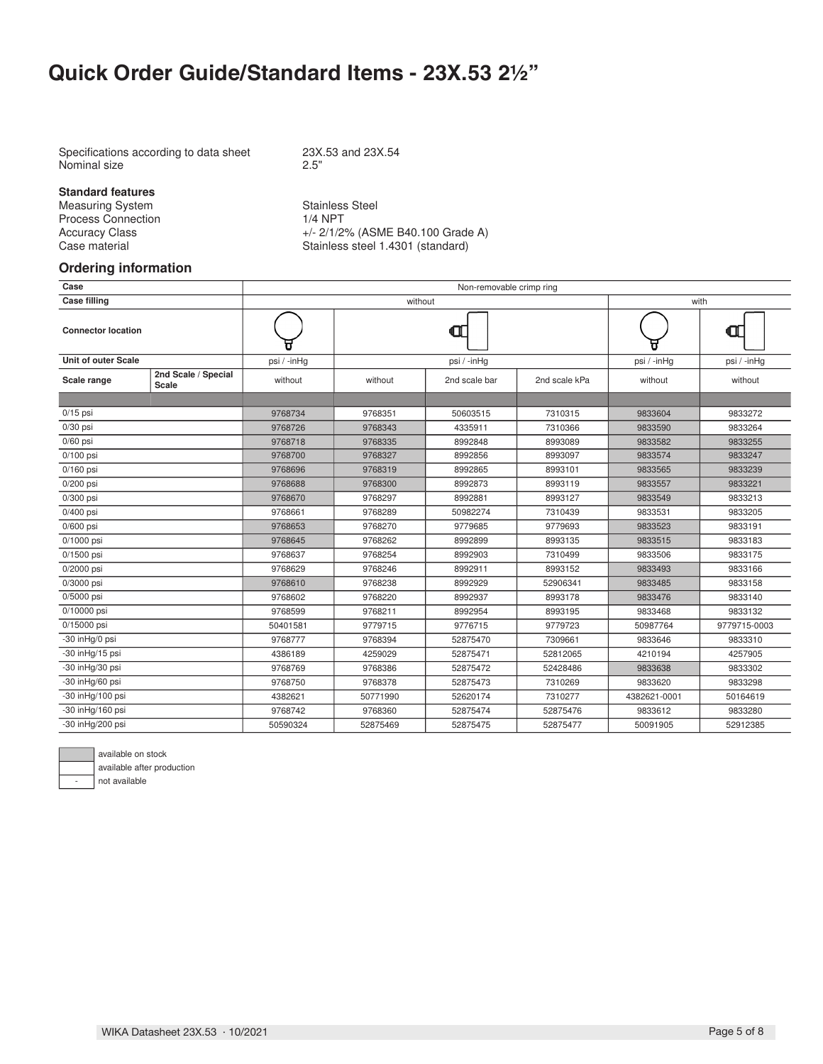# Quick Order Guide/Standard Items - 23X.53 2½"

Specifications according to data sheet 23X.53 and 23X.54
Nominal size 2.5"

**Standard features**

Measuring System: Stainless Steel
Process Connection: 1/4 NPT
Accuracy Class: +/- 2/1/2% (ASME B40.100 Grade A)
Case material: Stainless steel 1.4301 (standard)

## Ordering information

| Case | | Non-removable crimp ring | | | | | |
|---|---|---|---|---|---|---|---|
| **Case filling** | | without | | | | with | |
| **Connector location** | | | | | | | |
| **Unit of outer Scale** | | psi / -inHg | psi / -inHg | | | psi / -inHg | psi / -inHg |
| **Scale range** | **2nd Scale / Special Scale** | without | without | 2nd scale bar | 2nd scale kPa | without | without |
| 0/15 psi | | 9768734 | 9768351 | 50603515 | 7310315 | 9833604 | 9833272 |
| 0/30 psi | | 9768726 | 9768343 | 4335911 | 7310366 | 9833590 | 9833264 |
| 0/60 psi | | 9768718 | 9768335 | 8992848 | 8993089 | 9833582 | 9833255 |
| 0/100 psi | | 9768700 | 9768327 | 8992856 | 8993097 | 9833574 | 9833247 |
| 0/160 psi | | 9768696 | 9768319 | 8992865 | 8993101 | 9833565 | 9833239 |
| 0/200 psi | | 9768688 | 9768300 | 8992873 | 8993119 | 9833557 | 9833221 |
| 0/300 psi | | 9768670 | 9768297 | 8992881 | 8993127 | 9833549 | 9833213 |
| 0/400 psi | | 9768661 | 9768289 | 50982274 | 7310439 | 9833531 | 9833205 |
| 0/600 psi | | 9768653 | 9768270 | 9779685 | 9779693 | 9833523 | 9833191 |
| 0/1000 psi | | 9768645 | 9768262 | 8992899 | 8993135 | 9833515 | 9833183 |
| 0/1500 psi | | 9768637 | 9768254 | 8992903 | 7310499 | 9833506 | 9833175 |
| 0/2000 psi | | 9768629 | 9768246 | 8992911 | 8993152 | 9833493 | 9833166 |
| 0/3000 psi | | 9768610 | 9768238 | 8992929 | 52906341 | 9833485 | 9833158 |
| 0/5000 psi | | 9768602 | 9768220 | 8992937 | 8993178 | 9833476 | 9833140 |
| 0/10000 psi | | 9768599 | 9768211 | 8992954 | 8993195 | 9833468 | 9833132 |
| 0/15000 psi | | 50401581 | 9779715 | 9776715 | 9779723 | 50987764 | 9779715-0003 |
| -30 inHg/0 psi | | 9768777 | 9768394 | 52875470 | 7309661 | 9833646 | 9833310 |
| -30 inHg/15 psi | | 4386189 | 4259029 | 52875471 | 52812065 | 4210194 | 4257905 |
| -30 inHg/30 psi | | 9768769 | 9768386 | 52875472 | 52428486 | 9833638 | 9833302 |
| -30 inHg/60 psi | | 9768750 | 9768378 | 52875473 | 7310269 | 9833620 | 9833298 |
| -30 inHg/100 psi | | 4382621 | 50771990 | 52620174 | 7310277 | 4382621-0001 | 50164619 |
| -30 inHg/160 psi | | 9768742 | 9768360 | 52875474 | 52875476 | 9833612 | 9833280 |
| -30 inHg/200 psi | | 50590324 | 52875469 | 52875475 | 52875477 | 50091905 | 52912385 |

| | |
|---|---|
| (shaded) | available on stock |
| (blank) | available after production |
| - | not available |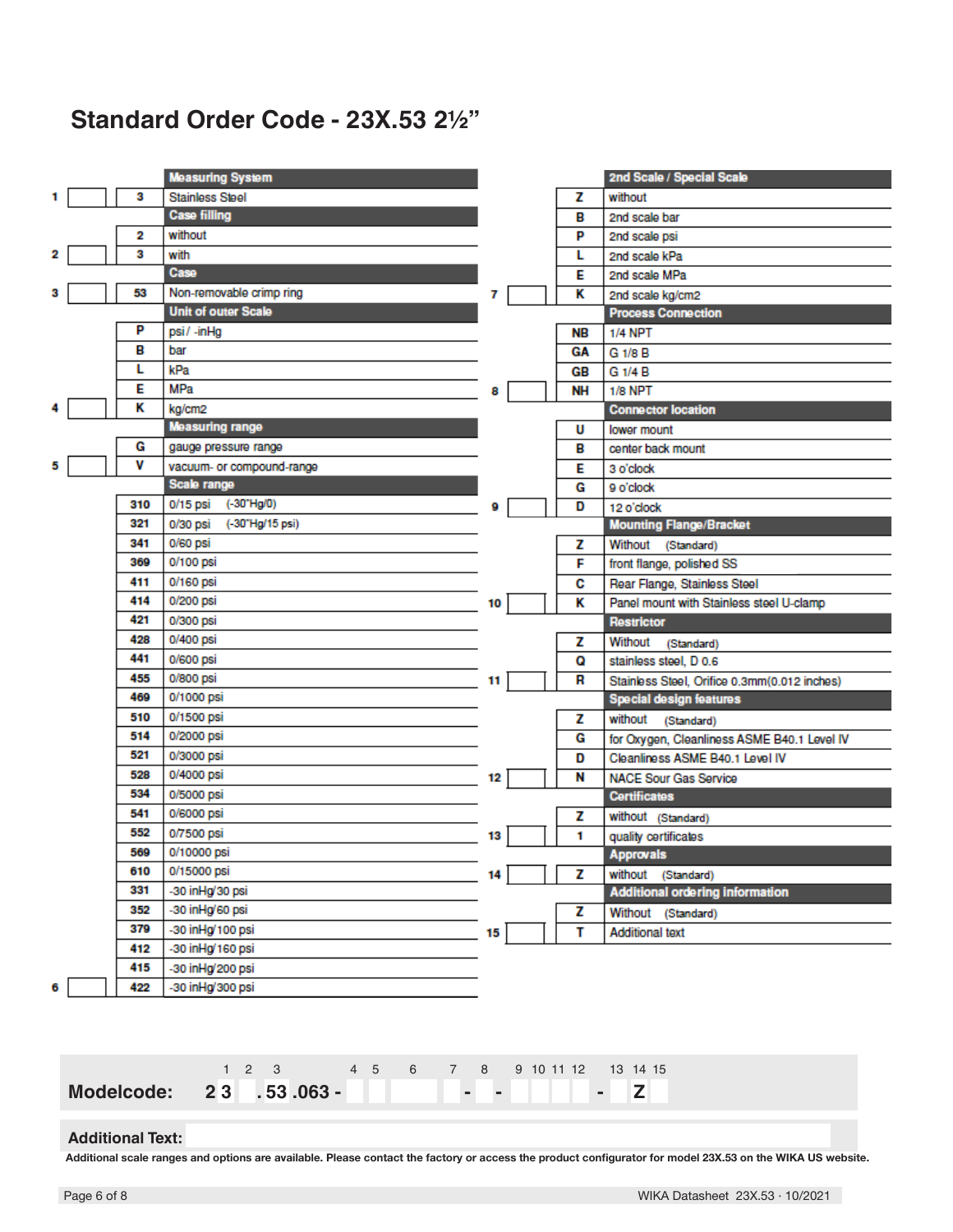# Standard Order Code - 23X.53 2½"

| Pos. | | Code | Description |
|---|---|---|---|
| | | | **Measuring System** |
| 1 | | 3 | Stainless Steel |
| | | | **Case filling** |
| | | 2 | without |
| 2 | | 3 | with |
| | | | **Case** |
| 3 | | 53 | Non-removable crimp ring |
| | | | **Unit of outer Scale** |
| | | P | psi / -inHg |
| | | B | bar |
| | | L | kPa |
| | | E | MPa |
| 4 | | K | kg/cm2 |
| | | | **Measuring range** |
| | | G | gauge pressure range |
| 5 | | V | vacuum- or compound-range |
| | | | **Scale range** |
| | | 310 | 0/15 psi (-30"Hg/0) |
| | | 321 | 0/30 psi (-30"Hg/15 psi) |
| | | 341 | 0/60 psi |
| | | 369 | 0/100 psi |
| | | 411 | 0/160 psi |
| | | 414 | 0/200 psi |
| | | 421 | 0/300 psi |
| | | 428 | 0/400 psi |
| | | 441 | 0/600 psi |
| | | 455 | 0/800 psi |
| | | 469 | 0/1000 psi |
| | | 510 | 0/1500 psi |
| | | 514 | 0/2000 psi |
| | | 521 | 0/3000 psi |
| | | 528 | 0/4000 psi |
| | | 534 | 0/5000 psi |
| | | 541 | 0/6000 psi |
| | | 552 | 0/7500 psi |
| | | 569 | 0/10000 psi |
| | | 610 | 0/15000 psi |
| | | 331 | -30 inHg/30 psi |
| | | 352 | -30 inHg/60 psi |
| | | 379 | -30 inHg/100 psi |
| | | 412 | -30 inHg/160 psi |
| | | 415 | -30 inHg/200 psi |
| 6 | | 422 | -30 inHg/300 psi |

| Pos. | | Code | Description |
|---|---|---|---|
| | | | **2nd Scale / Special Scale** |
| | | Z | without |
| | | B | 2nd scale bar |
| | | P | 2nd scale psi |
| | | L | 2nd scale kPa |
| | | E | 2nd scale MPa |
| 7 | | K | 2nd scale kg/cm2 |
| | | | **Process Connection** |
| | | NB | 1/4 NPT |
| | | GA | G 1/8 B |
| | | GB | G 1/4 B |
| 8 | | NH | 1/8 NPT |
| | | | **Connector location** |
| | | U | lower mount |
| | | B | center back mount |
| | | E | 3 o'clock |
| | | G | 9 o'clock |
| 9 | | D | 12 o'clock |
| | | | **Mounting Flange/Bracket** |
| | | Z | Without (Standard) |
| | | F | front flange, polished SS |
| | | C | Rear Flange, Stainless Steel |
| 10 | | K | Panel mount with Stainless steel U-clamp |
| | | | **Restrictor** |
| | | Z | Without (Standard) |
| | | Q | stainless steel, D 0.6 |
| 11 | | R | Stainless Steel, Orifice 0.3mm(0.012 inches) |
| | | | **Special design features** |
| | | Z | without (Standard) |
| | | G | for Oxygen, Cleanliness ASME B40.1 Level IV |
| | | D | Cleanliness ASME B40.1 Level IV |
| 12 | | N | NACE Sour Gas Service |
| | | | **Certificates** |
| | | Z | without (Standard) |
| 13 | | 1 | quality certificates |
| | | | **Approvals** |
| 14 | | Z | without (Standard) |
| | | | **Additional ordering information** |
| | | Z | Without (Standard) |
| 15 | | T | Additional text |

**Modelcode:** 2 3 [2] . 53 .063 - [4] [5] [6] [7] - [8] - [9] [10] [11] [12] - [13] Z [15]

**Additional Text:**

**Additional scale ranges and options are available. Please contact the factory or access the product configurator for model 23X.53 on the WIKA US website.**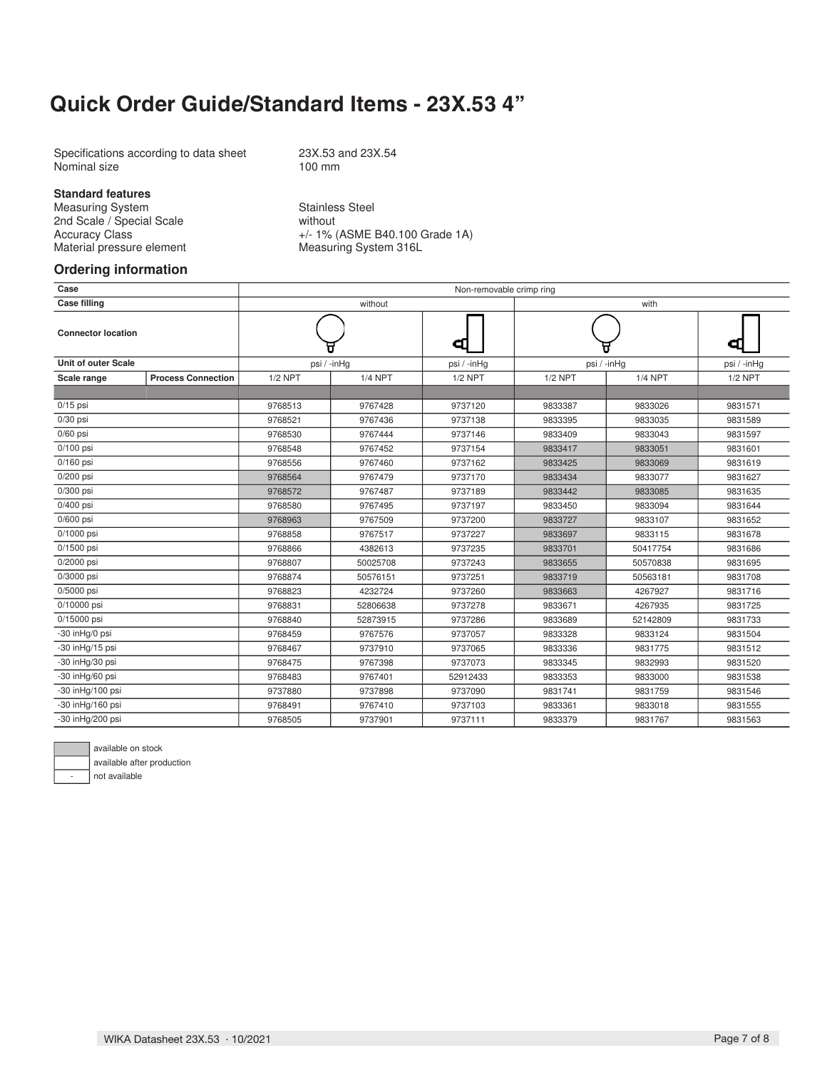# Quick Order Guide/Standard Items - 23X.53 4”

Specifications according to data sheet 23X.53 and 23X.54
Nominal size 100 mm

**Standard features**

Measuring System: Stainless Steel
2nd Scale / Special Scale: without
Accuracy Class: +/- 1% (ASME B40.100 Grade 1A)
Material pressure element: Measuring System 316L

## Ordering information

| Case | | Non-removable crimp ring | | | | | |
|---|---|---|---|---|---|---|---|
| **Case filling** | | without | | | with | | |
| **Connector location** | | (bottom) | | (back) | (bottom) | | (back) |
| **Unit of outer Scale** | | psi / -inHg | | psi / -inHg | psi / -inHg | | psi / -inHg |
| **Scale range** | **Process Connection** | 1/2 NPT | 1/4 NPT | 1/2 NPT | 1/2 NPT | 1/4 NPT | 1/2 NPT |
| 0/15 psi | | 9768513 | 9767428 | 9737120 | 9833387 | 9833026 | 9831571 |
| 0/30 psi | | 9768521 | 9767436 | 9737138 | 9833395 | 9833035 | 9831589 |
| 0/60 psi | | 9768530 | 9767444 | 9737146 | 9833409 | 9833043 | 9831597 |
| 0/100 psi | | 9768548 | 9767452 | 9737154 | 9833417 | 9833051 | 9831601 |
| 0/160 psi | | 9768556 | 9767460 | 9737162 | 9833425 | 9833069 | 9831619 |
| 0/200 psi | | 9768564 | 9767479 | 9737170 | 9833434 | 9833077 | 9831627 |
| 0/300 psi | | 9768572 | 9767487 | 9737189 | 9833442 | 9833085 | 9831635 |
| 0/400 psi | | 9768580 | 9767495 | 9737197 | 9833450 | 9833094 | 9831644 |
| 0/600 psi | | 9768963 | 9767509 | 9737200 | 9833727 | 9833107 | 9831652 |
| 0/1000 psi | | 9768858 | 9767517 | 9737227 | 9833697 | 9833115 | 9831678 |
| 0/1500 psi | | 9768866 | 4382613 | 9737235 | 9833701 | 50417754 | 9831686 |
| 0/2000 psi | | 9768807 | 50025708 | 9737243 | 9833655 | 50570838 | 9831695 |
| 0/3000 psi | | 9768874 | 50576151 | 9737251 | 9833719 | 50563181 | 9831708 |
| 0/5000 psi | | 9768823 | 4232724 | 9737260 | 9833663 | 4267927 | 9831716 |
| 0/10000 psi | | 9768831 | 52806638 | 9737278 | 9833671 | 4267935 | 9831725 |
| 0/15000 psi | | 9768840 | 52873915 | 9737286 | 9833689 | 52142809 | 9831733 |
| -30 inHg/0 psi | | 9768459 | 9767576 | 9737057 | 9833328 | 9833124 | 9831504 |
| -30 inHg/15 psi | | 9768467 | 9737910 | 9737065 | 9833336 | 9831775 | 9831512 |
| -30 inHg/30 psi | | 9768475 | 9767398 | 9737073 | 9833345 | 9832993 | 9831520 |
| -30 inHg/60 psi | | 9768483 | 9767401 | 52912433 | 9833353 | 9833000 | 9831538 |
| -30 inHg/100 psi | | 9737880 | 9737898 | 9737090 | 9831741 | 9831759 | 9831546 |
| -30 inHg/160 psi | | 9768491 | 9767410 | 9737103 | 9833361 | 9833018 | 9831555 |
| -30 inHg/200 psi | | 9768505 | 9737901 | 9737111 | 9833379 | 9831767 | 9831563 |

| | |
|---|---|
| (grey) | available on stock |
| (white) | available after production |
| - | not available |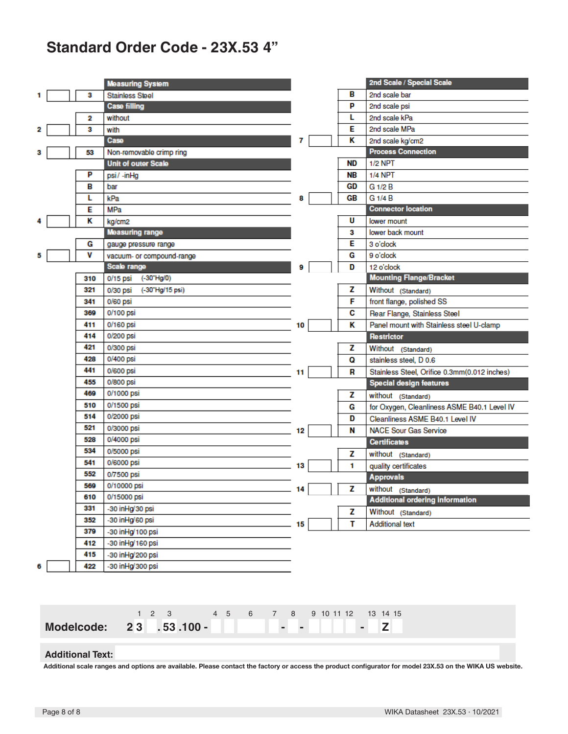# Standard Order Code - 23X.53 4"

| Pos. | Code | Description |
|---|---|---|
| | | **Measuring System** |
| 1 | 3 | Stainless Steel |
| | | **Case filling** |
| | 2 | without |
| 2 | 3 | with |
| | | **Case** |
| 3 | 53 | Non-removable crimp ring |
| | | **Unit of outer Scale** |
| | P | psi / -inHg |
| | B | bar |
| | L | kPa |
| | E | MPa |
| 4 | K | kg/cm2 |
| | | **Measuring range** |
| | G | gauge pressure range |
| 5 | V | vacuum- or compound-range |
| | | **Scale range** |
| | 310 | 0/15 psi (-30"Hg/0) |
| | 321 | 0/30 psi (-30"Hg/15 psi) |
| | 341 | 0/60 psi |
| | 369 | 0/100 psi |
| | 411 | 0/160 psi |
| | 414 | 0/200 psi |
| | 421 | 0/300 psi |
| | 428 | 0/400 psi |
| | 441 | 0/600 psi |
| | 455 | 0/800 psi |
| | 469 | 0/1000 psi |
| | 510 | 0/1500 psi |
| | 514 | 0/2000 psi |
| | 521 | 0/3000 psi |
| | 528 | 0/4000 psi |
| | 534 | 0/5000 psi |
| | 541 | 0/6000 psi |
| | 552 | 0/7500 psi |
| | 569 | 0/10000 psi |
| | 610 | 0/15000 psi |
| | 331 | -30 inHg/30 psi |
| | 352 | -30 inHg/60 psi |
| | 379 | -30 inHg/100 psi |
| | 412 | -30 inHg/160 psi |
| | 415 | -30 inHg/200 psi |
| 6 | 422 | -30 inHg/300 psi |
| | | **2nd Scale / Special Scale** |
| | B | 2nd scale bar |
| | P | 2nd scale psi |
| | L | 2nd scale kPa |
| | E | 2nd scale MPa |
| 7 | K | 2nd scale kg/cm2 |
| | | **Process Connection** |
| | ND | 1/2 NPT |
| | NB | 1/4 NPT |
| | GD | G 1/2 B |
| 8 | GB | G 1/4 B |
| | | **Connector location** |
| | U | lower mount |
| | 3 | lower back mount |
| | E | 3 o'clock |
| | G | 9 o'clock |
| 9 | D | 12 o'clock |
| | | **Mounting Flange/Bracket** |
| | Z | Without (Standard) |
| | F | front flange, polished SS |
| | C | Rear Flange, Stainless Steel |
| 10 | K | Panel mount with Stainless steel U-clamp |
| | | **Restrictor** |
| | Z | Without (Standard) |
| | Q | stainless steel, D 0.6 |
| 11 | R | Stainless Steel, Orifice 0.3mm(0.012 inches) |
| | | **Special design features** |
| | Z | without (Standard) |
| | G | for Oxygen, Cleanliness ASME B40.1 Level IV |
| | D | Cleanliness ASME B40.1 Level IV |
| 12 | N | NACE Sour Gas Service |
| | | **Certificates** |
| | Z | without (Standard) |
| 13 | 1 | quality certificates |
| | | **Approvals** |
| 14 | Z | without (Standard) |
| | | **Additional ordering information** |
| | Z | Without (Standard) |
| 15 | T | Additional text |

**Modelcode:** 2 3 _ . 53 . 100 - _ _ _ _ - _ - _ _ _ _ - _ Z _

(Positions: 1 2 3 4 5 6 7 8 9 10 11 12 13 14 15)

**Additional Text:**

**Additional scale ranges and options are available. Please contact the factory or access the product configurator for model 23X.53 on the WIKA US website.**